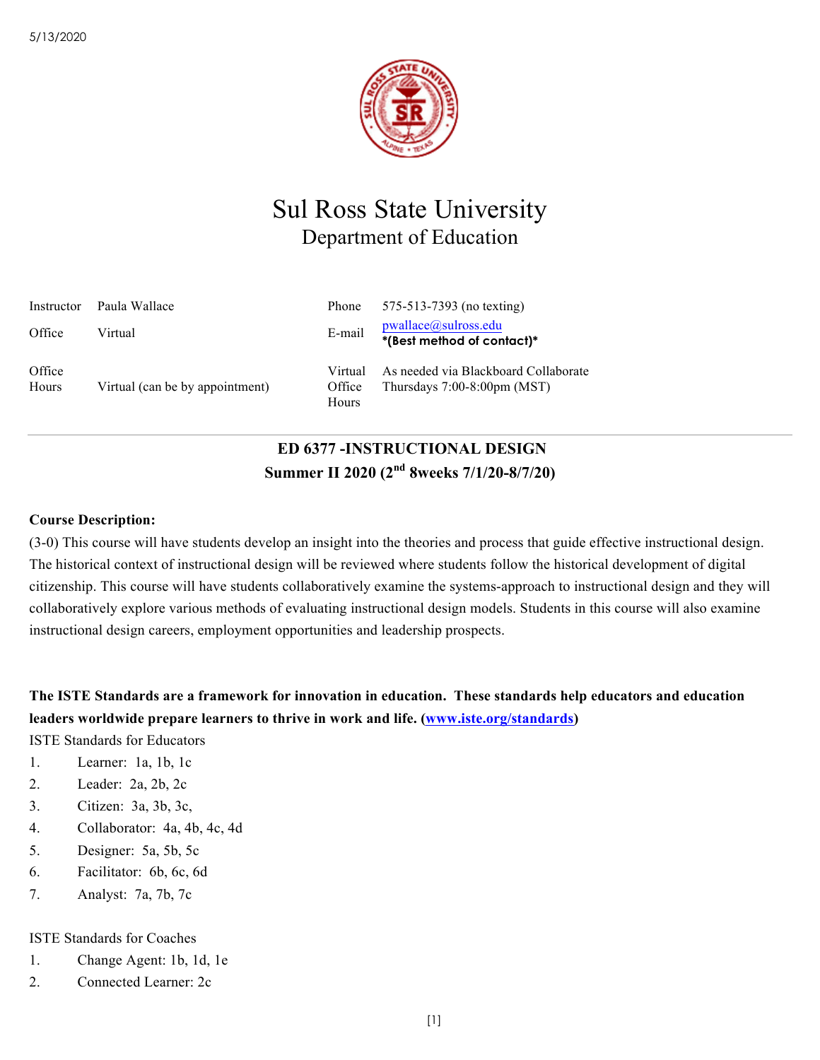# Sul Ross State University

## Department of Education

| | | | |
|---|---|---|---|
| Instructor | Paula Wallace | Phone | 575-513-7393 (no texting) |
| Office | Virtual | E-mail | pwallace@sulross.edu **\*(Best method of contact)\*** |
| Office Hours | Virtual (can be by appointment) | Virtual Office Hours | As needed via Blackboard Collaborate Thursdays 7:00-8:00pm (MST) |

---

**ED 6377 -INSTRUCTIONAL DESIGN**
**Summer II 2020 (2nd 8weeks 7/1/20-8/7/20)**

**Course Description:**

(3-0) This course will have students develop an insight into the theories and process that guide effective instructional design. The historical context of instructional design will be reviewed where students follow the historical development of digital citizenship. This course will have students collaboratively examine the systems-approach to instructional design and they will collaboratively explore various methods of evaluating instructional design models. Students in this course will also examine instructional design careers, employment opportunities and leadership prospects.

**The ISTE Standards are a framework for innovation in education. These standards help educators and education leaders worldwide prepare learners to thrive in work and life. (www.iste.org/standards)**

ISTE Standards for Educators

1. Learner: 1a, 1b, 1c
2. Leader: 2a, 2b, 2c
3. Citizen: 3a, 3b, 3c,
4. Collaborator: 4a, 4b, 4c, 4d
5. Designer: 5a, 5b, 5c
6. Facilitator: 6b, 6c, 6d
7. Analyst: 7a, 7b, 7c

ISTE Standards for Coaches

1. Change Agent: 1b, 1d, 1e
2. Connected Learner: 2c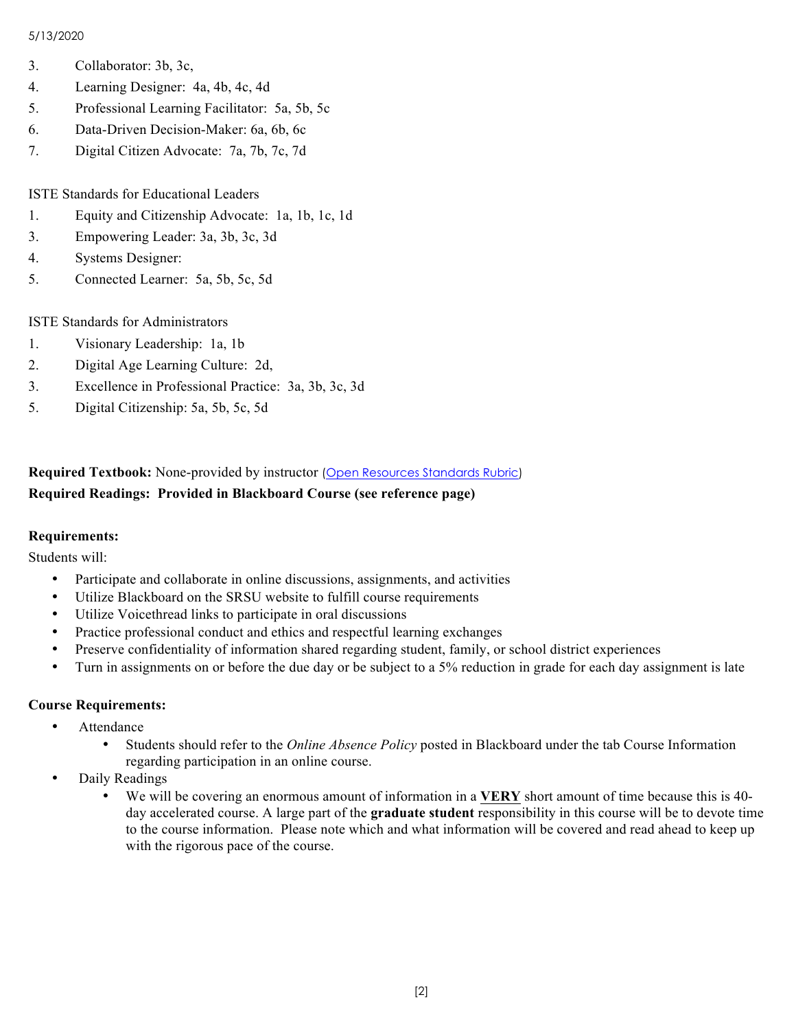3. Collaborator: 3b, 3c,
4. Learning Designer: 4a, 4b, 4c, 4d
5. Professional Learning Facilitator: 5a, 5b, 5c
6. Data-Driven Decision-Maker: 6a, 6b, 6c
7. Digital Citizen Advocate: 7a, 7b, 7c, 7d

ISTE Standards for Educational Leaders

1. Equity and Citizenship Advocate: 1a, 1b, 1c, 1d
3. Empowering Leader: 3a, 3b, 3c, 3d
4. Systems Designer:
5. Connected Learner: 5a, 5b, 5c, 5d

ISTE Standards for Administrators

1. Visionary Leadership: 1a, 1b
2. Digital Age Learning Culture: 2d,
3. Excellence in Professional Practice: 3a, 3b, 3c, 3d
5. Digital Citizenship: 5a, 5b, 5c, 5d

**Required Textbook:** None-provided by instructor (Open Resources Standards Rubric)
**Required Readings: Provided in Blackboard Course (see reference page)**

**Requirements:**

Students will:

- Participate and collaborate in online discussions, assignments, and activities
- Utilize Blackboard on the SRSU website to fulfill course requirements
- Utilize Voicethread links to participate in oral discussions
- Practice professional conduct and ethics and respectful learning exchanges
- Preserve confidentiality of information shared regarding student, family, or school district experiences
- Turn in assignments on or before the due day or be subject to a 5% reduction in grade for each day assignment is late

**Course Requirements:**

- Attendance
  - Students should refer to the *Online Absence Policy* posted in Blackboard under the tab Course Information regarding participation in an online course.
- Daily Readings
  - We will be covering an enormous amount of information in a **VERY** short amount of time because this is 40-day accelerated course. A large part of the **graduate student** responsibility in this course will be to devote time to the course information. Please note which and what information will be covered and read ahead to keep up with the rigorous pace of the course.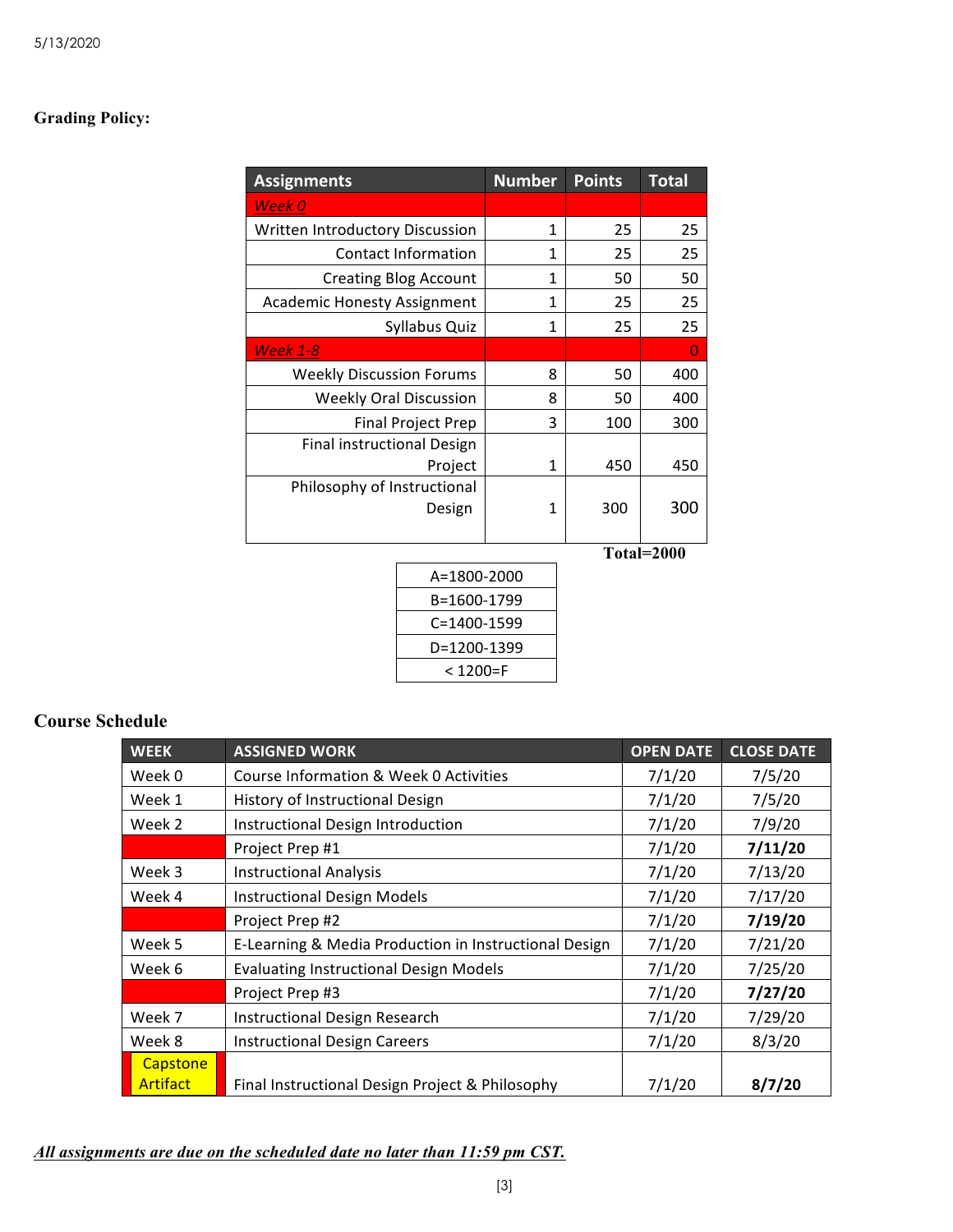## Grading Policy:

| Assignments | Number | Points | Total |
|---|---|---|---|
| *Week 0* | | | |
| Written Introductory Discussion | 1 | 25 | 25 |
| Contact Information | 1 | 25 | 25 |
| Creating Blog Account | 1 | 50 | 50 |
| Academic Honesty Assignment | 1 | 25 | 25 |
| Syllabus Quiz | 1 | 25 | 25 |
| *Week 1-8* | | | 0 |
| Weekly Discussion Forums | 8 | 50 | 400 |
| Weekly Oral Discussion | 8 | 50 | 400 |
| Final Project Prep | 3 | 100 | 300 |
| Final instructional Design Project | 1 | 450 | 450 |
| Philosophy of Instructional Design | 1 | 300 | 300 |

**Total=2000**

| A=1800-2000 |
|---|
| B=1600-1799 |
| C=1400-1599 |
| D=1200-1399 |
| < 1200=F |

## Course Schedule

| WEEK | ASSIGNED WORK | OPEN DATE | CLOSE DATE |
|---|---|---|---|
| Week 0 | Course Information & Week 0 Activities | 7/1/20 | 7/5/20 |
| Week 1 | History of Instructional Design | 7/1/20 | 7/5/20 |
| Week 2 | Instructional Design Introduction | 7/1/20 | 7/9/20 |
| | Project Prep #1 | 7/1/20 | **7/11/20** |
| Week 3 | Instructional Analysis | 7/1/20 | 7/13/20 |
| Week 4 | Instructional Design Models | 7/1/20 | 7/17/20 |
| | Project Prep #2 | 7/1/20 | **7/19/20** |
| Week 5 | E-Learning & Media Production in Instructional Design | 7/1/20 | 7/21/20 |
| Week 6 | Evaluating Instructional Design Models | 7/1/20 | 7/25/20 |
| | Project Prep #3 | 7/1/20 | **7/27/20** |
| Week 7 | Instructional Design Research | 7/1/20 | 7/29/20 |
| Week 8 | Instructional Design Careers | 7/1/20 | 8/3/20 |
| Capstone Artifact | Final Instructional Design Project & Philosophy | 7/1/20 | **8/7/20** |

***All assignments are due on the scheduled date no later than 11:59 pm CST.***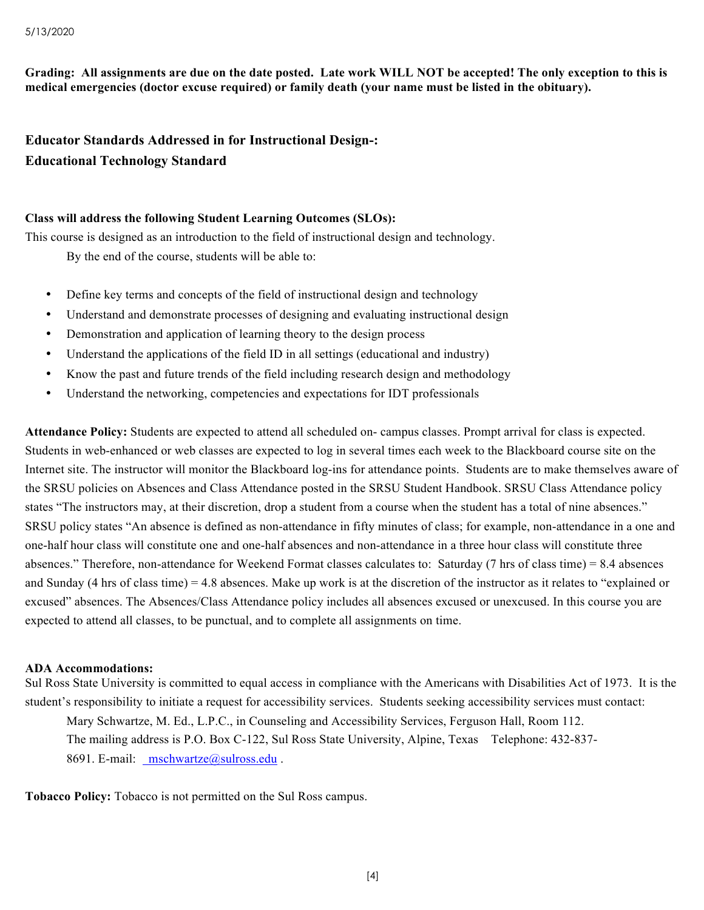**Grading: All assignments are due on the date posted. Late work WILL NOT be accepted! The only exception to this is medical emergencies (doctor excuse required) or family death (your name must be listed in the obituary).**

## Educator Standards Addressed in for Instructional Design-:
## Educational Technology Standard

**Class will address the following Student Learning Outcomes (SLOs):**

This course is designed as an introduction to the field of instructional design and technology.

By the end of the course, students will be able to:

- Define key terms and concepts of the field of instructional design and technology
- Understand and demonstrate processes of designing and evaluating instructional design
- Demonstration and application of learning theory to the design process
- Understand the applications of the field ID in all settings (educational and industry)
- Know the past and future trends of the field including research design and methodology
- Understand the networking, competencies and expectations for IDT professionals

**Attendance Policy:** Students are expected to attend all scheduled on- campus classes. Prompt arrival for class is expected. Students in web-enhanced or web classes are expected to log in several times each week to the Blackboard course site on the Internet site. The instructor will monitor the Blackboard log-ins for attendance points. Students are to make themselves aware of the SRSU policies on Absences and Class Attendance posted in the SRSU Student Handbook. SRSU Class Attendance policy states "The instructors may, at their discretion, drop a student from a course when the student has a total of nine absences." SRSU policy states "An absence is defined as non-attendance in fifty minutes of class; for example, non-attendance in a one and one-half hour class will constitute one and one-half absences and non-attendance in a three hour class will constitute three absences." Therefore, non-attendance for Weekend Format classes calculates to: Saturday (7 hrs of class time) = 8.4 absences and Sunday (4 hrs of class time) = 4.8 absences. Make up work is at the discretion of the instructor as it relates to "explained or excused" absences. The Absences/Class Attendance policy includes all absences excused or unexcused. In this course you are expected to attend all classes, to be punctual, and to complete all assignments on time.

**ADA Accommodations:**

Sul Ross State University is committed to equal access in compliance with the Americans with Disabilities Act of 1973. It is the student's responsibility to initiate a request for accessibility services. Students seeking accessibility services must contact:

Mary Schwartze, M. Ed., L.P.C., in Counseling and Accessibility Services, Ferguson Hall, Room 112.
The mailing address is P.O. Box C-122, Sul Ross State University, Alpine, Texas Telephone: 432-837-8691. E-mail: mschwartze@sulross.edu .

**Tobacco Policy:** Tobacco is not permitted on the Sul Ross campus.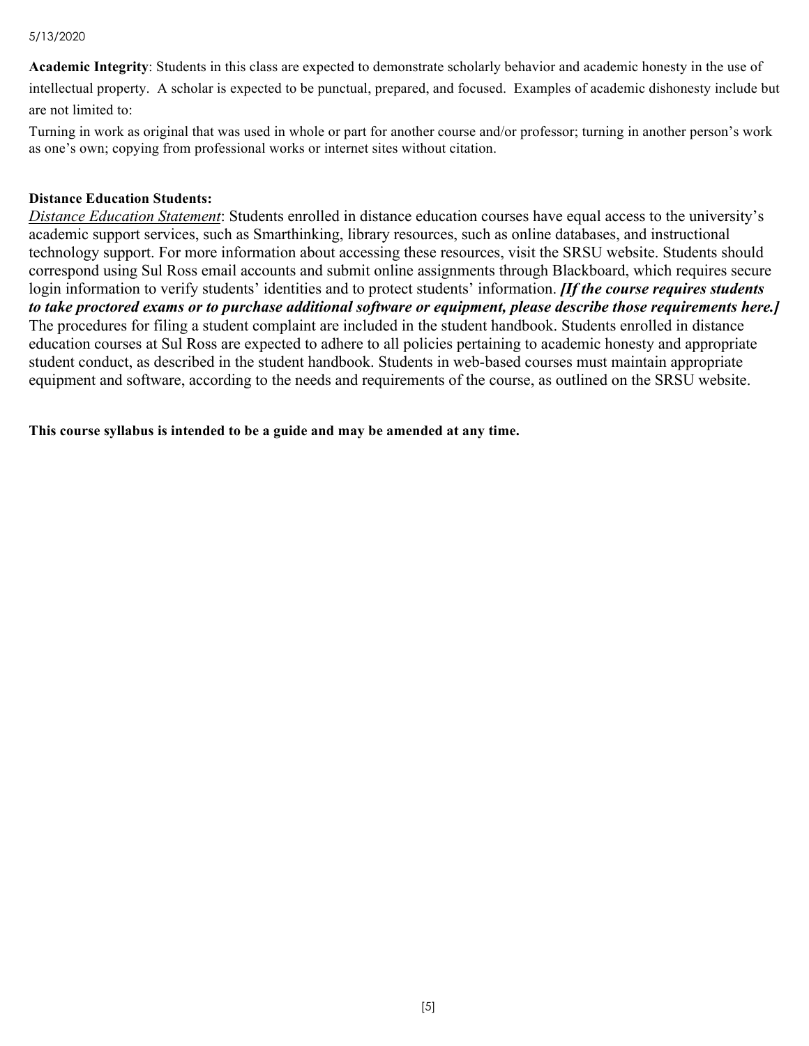**Academic Integrity**: Students in this class are expected to demonstrate scholarly behavior and academic honesty in the use of intellectual property. A scholar is expected to be punctual, prepared, and focused. Examples of academic dishonesty include but are not limited to:

Turning in work as original that was used in whole or part for another course and/or professor; turning in another person's work as one's own; copying from professional works or internet sites without citation.

**Distance Education Students:**

_Distance Education Statement_: Students enrolled in distance education courses have equal access to the university's academic support services, such as Smarthinking, library resources, such as online databases, and instructional technology support. For more information about accessing these resources, visit the SRSU website. Students should correspond using Sul Ross email accounts and submit online assignments through Blackboard, which requires secure login information to verify students' identities and to protect students' information. ***[If the course requires students to take proctored exams or to purchase additional software or equipment, please describe those requirements here.]*** The procedures for filing a student complaint are included in the student handbook. Students enrolled in distance education courses at Sul Ross are expected to adhere to all policies pertaining to academic honesty and appropriate student conduct, as described in the student handbook. Students in web-based courses must maintain appropriate equipment and software, according to the needs and requirements of the course, as outlined on the SRSU website.

**This course syllabus is intended to be a guide and may be amended at any time.**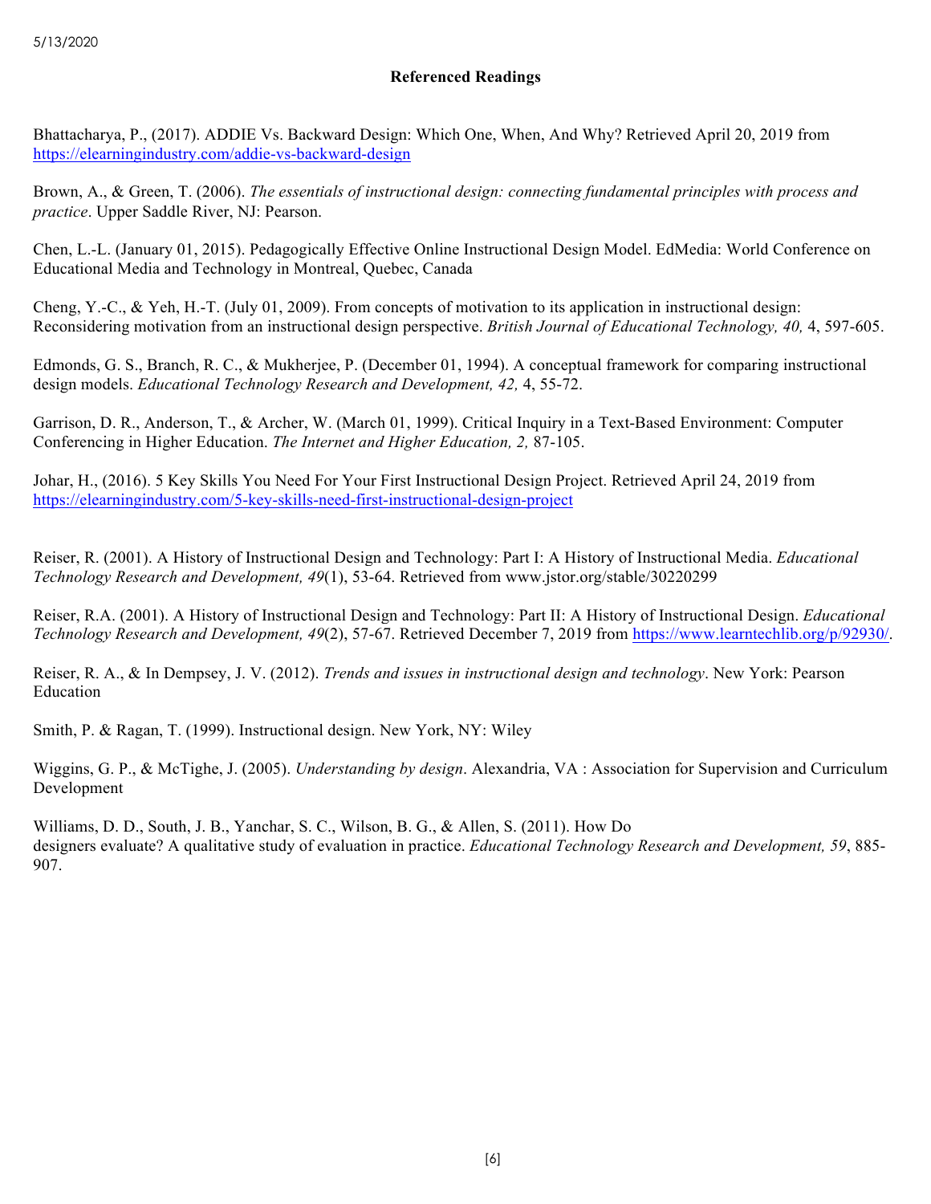**Referenced Readings**

Bhattacharya, P., (2017). ADDIE Vs. Backward Design: Which One, When, And Why? Retrieved April 20, 2019 from https://elearningindustry.com/addie-vs-backward-design

Brown, A., & Green, T. (2006). *The essentials of instructional design: connecting fundamental principles with process and practice*. Upper Saddle River, NJ: Pearson.

Chen, L.-L. (January 01, 2015). Pedagogically Effective Online Instructional Design Model. EdMedia: World Conference on Educational Media and Technology in Montreal, Quebec, Canada

Cheng, Y.-C., & Yeh, H.-T. (July 01, 2009). From concepts of motivation to its application in instructional design: Reconsidering motivation from an instructional design perspective. *British Journal of Educational Technology, 40,* 4, 597-605.

Edmonds, G. S., Branch, R. C., & Mukherjee, P. (December 01, 1994). A conceptual framework for comparing instructional design models. *Educational Technology Research and Development, 42,* 4, 55-72.

Garrison, D. R., Anderson, T., & Archer, W. (March 01, 1999). Critical Inquiry in a Text-Based Environment: Computer Conferencing in Higher Education. *The Internet and Higher Education, 2,* 87-105.

Johar, H., (2016). 5 Key Skills You Need For Your First Instructional Design Project. Retrieved April 24, 2019 from https://elearningindustry.com/5-key-skills-need-first-instructional-design-project

Reiser, R. (2001). A History of Instructional Design and Technology: Part I: A History of Instructional Media. *Educational Technology Research and Development, 49*(1), 53-64. Retrieved from www.jstor.org/stable/30220299

Reiser, R.A. (2001). A History of Instructional Design and Technology: Part II: A History of Instructional Design. *Educational Technology Research and Development, 49*(2), 57-67. Retrieved December 7, 2019 from https://www.learntechlib.org/p/92930/.

Reiser, R. A., & In Dempsey, J. V. (2012). *Trends and issues in instructional design and technology*. New York: Pearson Education

Smith, P. & Ragan, T. (1999). Instructional design. New York, NY: Wiley

Wiggins, G. P., & McTighe, J. (2005). *Understanding by design*. Alexandria, VA : Association for Supervision and Curriculum Development

Williams, D. D., South, J. B., Yanchar, S. C., Wilson, B. G., & Allen, S. (2011). How Do designers evaluate? A qualitative study of evaluation in practice. *Educational Technology Research and Development, 59*, 885-907.